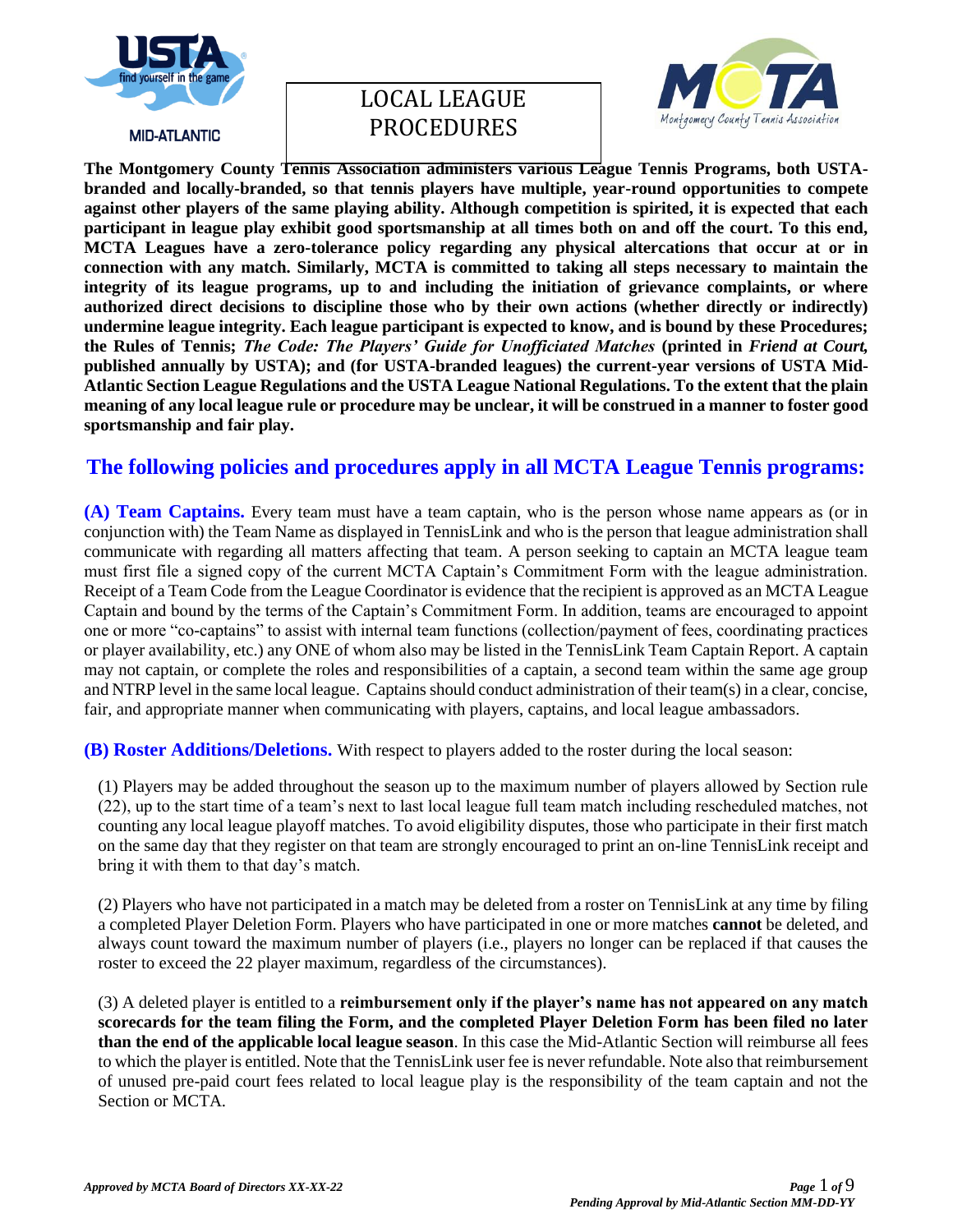# LOCAL LEAGUE PROCEDURES

**The Montgomery County Tennis Association administers various League Tennis Programs, both USTA-branded and locally-branded, so that tennis players have multiple, year-round opportunities to compete against other players of the same playing ability. Although competition is spirited, it is expected that each participant in league play exhibit good sportsmanship at all times both on and off the court. To this end, MCTA Leagues have a zero-tolerance policy regarding any physical altercations that occur at or in connection with any match. Similarly, MCTA is committed to taking all steps necessary to maintain the integrity of its league programs, up to and including the initiation of grievance complaints, or where authorized direct decisions to discipline those who by their own actions (whether directly or indirectly) undermine league integrity. Each league participant is expected to know, and is bound by these Procedures; the Rules of Tennis; *The Code: The Players' Guide for Unofficiated Matches* (printed in *Friend at Court,* published annually by USTA); and (for USTA-branded leagues) the current-year versions of USTA Mid-Atlantic Section League Regulations and the USTA League National Regulations. To the extent that the plain meaning of any local league rule or procedure may be unclear, it will be construed in a manner to foster good sportsmanship and fair play.**

## The following policies and procedures apply in all MCTA League Tennis programs:

**(A) Team Captains.** Every team must have a team captain, who is the person whose name appears as (or in conjunction with) the Team Name as displayed in TennisLink and who is the person that league administration shall communicate with regarding all matters affecting that team. A person seeking to captain an MCTA league team must first file a signed copy of the current MCTA Captain's Commitment Form with the league administration. Receipt of a Team Code from the League Coordinator is evidence that the recipient is approved as an MCTA League Captain and bound by the terms of the Captain's Commitment Form. In addition, teams are encouraged to appoint one or more "co-captains" to assist with internal team functions (collection/payment of fees, coordinating practices or player availability, etc.) any ONE of whom also may be listed in the TennisLink Team Captain Report. A captain may not captain, or complete the roles and responsibilities of a captain, a second team within the same age group and NTRP level in the same local league. Captains should conduct administration of their team(s) in a clear, concise, fair, and appropriate manner when communicating with players, captains, and local league ambassadors.

**(B) Roster Additions/Deletions.** With respect to players added to the roster during the local season:

(1) Players may be added throughout the season up to the maximum number of players allowed by Section rule (22), up to the start time of a team's next to last local league full team match including rescheduled matches, not counting any local league playoff matches. To avoid eligibility disputes, those who participate in their first match on the same day that they register on that team are strongly encouraged to print an on-line TennisLink receipt and bring it with them to that day's match.

(2) Players who have not participated in a match may be deleted from a roster on TennisLink at any time by filing a completed Player Deletion Form. Players who have participated in one or more matches **cannot** be deleted, and always count toward the maximum number of players (i.e., players no longer can be replaced if that causes the roster to exceed the 22 player maximum, regardless of the circumstances).

(3) A deleted player is entitled to a **reimbursement only if the player's name has not appeared on any match scorecards for the team filing the Form, and the completed Player Deletion Form has been filed no later than the end of the applicable local league season**. In this case the Mid-Atlantic Section will reimburse all fees to which the player is entitled. Note that the TennisLink user fee is never refundable. Note also that reimbursement of unused pre-paid court fees related to local league play is the responsibility of the team captain and not the Section or MCTA.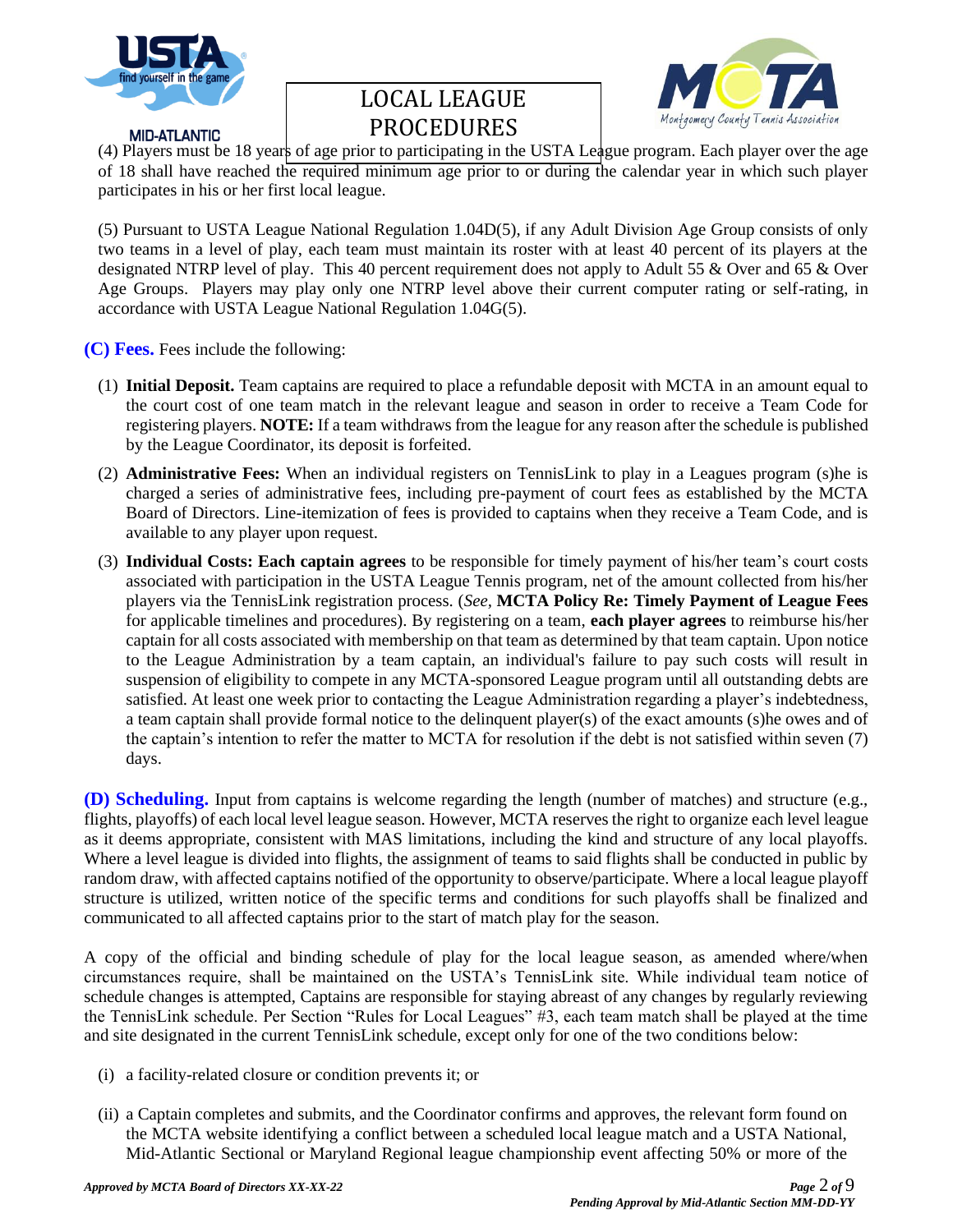(4) Players must be 18 years of age prior to participating in the USTA League program. Each player over the age of 18 shall have reached the required minimum age prior to or during the calendar year in which such player participates in his or her first local league.

(5) Pursuant to USTA League National Regulation 1.04D(5), if any Adult Division Age Group consists of only two teams in a level of play, each team must maintain its roster with at least 40 percent of its players at the designated NTRP level of play. This 40 percent requirement does not apply to Adult 55 & Over and 65 & Over Age Groups. Players may play only one NTRP level above their current computer rating or self-rating, in accordance with USTA League National Regulation 1.04G(5).

**(C) Fees.** Fees include the following:

1. **Initial Deposit.** Team captains are required to place a refundable deposit with MCTA in an amount equal to the court cost of one team match in the relevant league and season in order to receive a Team Code for registering players. **NOTE:** If a team withdraws from the league for any reason after the schedule is published by the League Coordinator, its deposit is forfeited.
2. **Administrative Fees:** When an individual registers on TennisLink to play in a Leagues program (s)he is charged a series of administrative fees, including pre-payment of court fees as established by the MCTA Board of Directors. Line-itemization of fees is provided to captains when they receive a Team Code, and is available to any player upon request.
3. **Individual Costs: Each captain agrees** to be responsible for timely payment of his/her team's court costs associated with participation in the USTA League Tennis program, net of the amount collected from his/her players via the TennisLink registration process. (*See*, **MCTA Policy Re: Timely Payment of League Fees** for applicable timelines and procedures). By registering on a team, **each player agrees** to reimburse his/her captain for all costs associated with membership on that team as determined by that team captain. Upon notice to the League Administration by a team captain, an individual's failure to pay such costs will result in suspension of eligibility to compete in any MCTA-sponsored League program until all outstanding debts are satisfied. At least one week prior to contacting the League Administration regarding a player's indebtedness, a team captain shall provide formal notice to the delinquent player(s) of the exact amounts (s)he owes and of the captain's intention to refer the matter to MCTA for resolution if the debt is not satisfied within seven (7) days.

**(D) Scheduling.** Input from captains is welcome regarding the length (number of matches) and structure (e.g., flights, playoffs) of each local level league season. However, MCTA reserves the right to organize each level league as it deems appropriate, consistent with MAS limitations, including the kind and structure of any local playoffs. Where a level league is divided into flights, the assignment of teams to said flights shall be conducted in public by random draw, with affected captains notified of the opportunity to observe/participate. Where a local league playoff structure is utilized, written notice of the specific terms and conditions for such playoffs shall be finalized and communicated to all affected captains prior to the start of match play for the season.

A copy of the official and binding schedule of play for the local league season, as amended where/when circumstances require, shall be maintained on the USTA's TennisLink site. While individual team notice of schedule changes is attempted, Captains are responsible for staying abreast of any changes by regularly reviewing the TennisLink schedule. Per Section "Rules for Local Leagues" #3, each team match shall be played at the time and site designated in the current TennisLink schedule, except only for one of the two conditions below:

(i) a facility-related closure or condition prevents it; or

(ii) a Captain completes and submits, and the Coordinator confirms and approves, the relevant form found on the MCTA website identifying a conflict between a scheduled local league match and a USTA National, Mid-Atlantic Sectional or Maryland Regional league championship event affecting 50% or more of the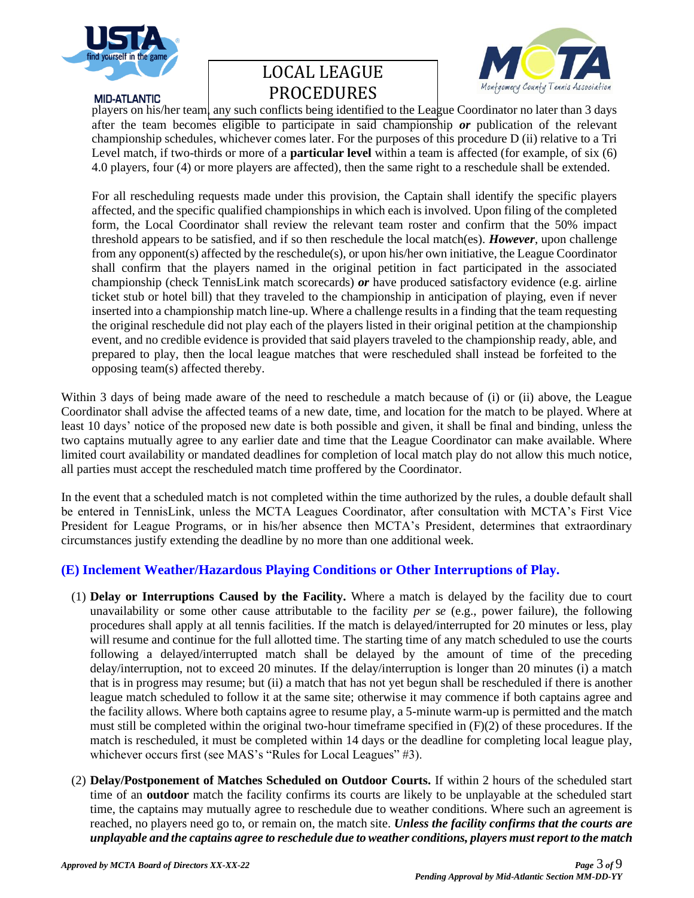players on his/her team, any such conflicts being identified to the League Coordinator no later than 3 days after the team becomes eligible to participate in said championship ***or*** publication of the relevant championship schedules, whichever comes later. For the purposes of this procedure D (ii) relative to a Tri Level match, if two-thirds or more of a **particular level** within a team is affected (for example, of six (6) 4.0 players, four (4) or more players are affected), then the same right to a reschedule shall be extended.

For all rescheduling requests made under this provision, the Captain shall identify the specific players affected, and the specific qualified championships in which each is involved. Upon filing of the completed form, the Local Coordinator shall review the relevant team roster and confirm that the 50% impact threshold appears to be satisfied, and if so then reschedule the local match(es). ***However***, upon challenge from any opponent(s) affected by the reschedule(s), or upon his/her own initiative, the League Coordinator shall confirm that the players named in the original petition in fact participated in the associated championship (check TennisLink match scorecards) ***or*** have produced satisfactory evidence (e.g. airline ticket stub or hotel bill) that they traveled to the championship in anticipation of playing, even if never inserted into a championship match line-up. Where a challenge results in a finding that the team requesting the original reschedule did not play each of the players listed in their original petition at the championship event, and no credible evidence is provided that said players traveled to the championship ready, able, and prepared to play, then the local league matches that were rescheduled shall instead be forfeited to the opposing team(s) affected thereby.

Within 3 days of being made aware of the need to reschedule a match because of (i) or (ii) above, the League Coordinator shall advise the affected teams of a new date, time, and location for the match to be played. Where at least 10 days' notice of the proposed new date is both possible and given, it shall be final and binding, unless the two captains mutually agree to any earlier date and time that the League Coordinator can make available. Where limited court availability or mandated deadlines for completion of local match play do not allow this much notice, all parties must accept the rescheduled match time proffered by the Coordinator.

In the event that a scheduled match is not completed within the time authorized by the rules, a double default shall be entered in TennisLink, unless the MCTA Leagues Coordinator, after consultation with MCTA's First Vice President for League Programs, or in his/her absence then MCTA's President, determines that extraordinary circumstances justify extending the deadline by no more than one additional week.

### (E) Inclement Weather/Hazardous Playing Conditions or Other Interruptions of Play.

(1) **Delay or Interruptions Caused by the Facility.** Where a match is delayed by the facility due to court unavailability or some other cause attributable to the facility *per se* (e.g., power failure), the following procedures shall apply at all tennis facilities. If the match is delayed/interrupted for 20 minutes or less, play will resume and continue for the full allotted time. The starting time of any match scheduled to use the courts following a delayed/interrupted match shall be delayed by the amount of time of the preceding delay/interruption, not to exceed 20 minutes. If the delay/interruption is longer than 20 minutes (i) a match that is in progress may resume; but (ii) a match that has not yet begun shall be rescheduled if there is another league match scheduled to follow it at the same site; otherwise it may commence if both captains agree and the facility allows. Where both captains agree to resume play, a 5-minute warm-up is permitted and the match must still be completed within the original two-hour timeframe specified in (F)(2) of these procedures. If the match is rescheduled, it must be completed within 14 days or the deadline for completing local league play, whichever occurs first (see MAS's "Rules for Local Leagues" #3).

(2) **Delay/Postponement of Matches Scheduled on Outdoor Courts.** If within 2 hours of the scheduled start time of an **outdoor** match the facility confirms its courts are likely to be unplayable at the scheduled start time, the captains may mutually agree to reschedule due to weather conditions. Where such an agreement is reached, no players need go to, or remain on, the match site. ***Unless the facility confirms that the courts are unplayable and the captains agree to reschedule due to weather conditions, players must report to the match***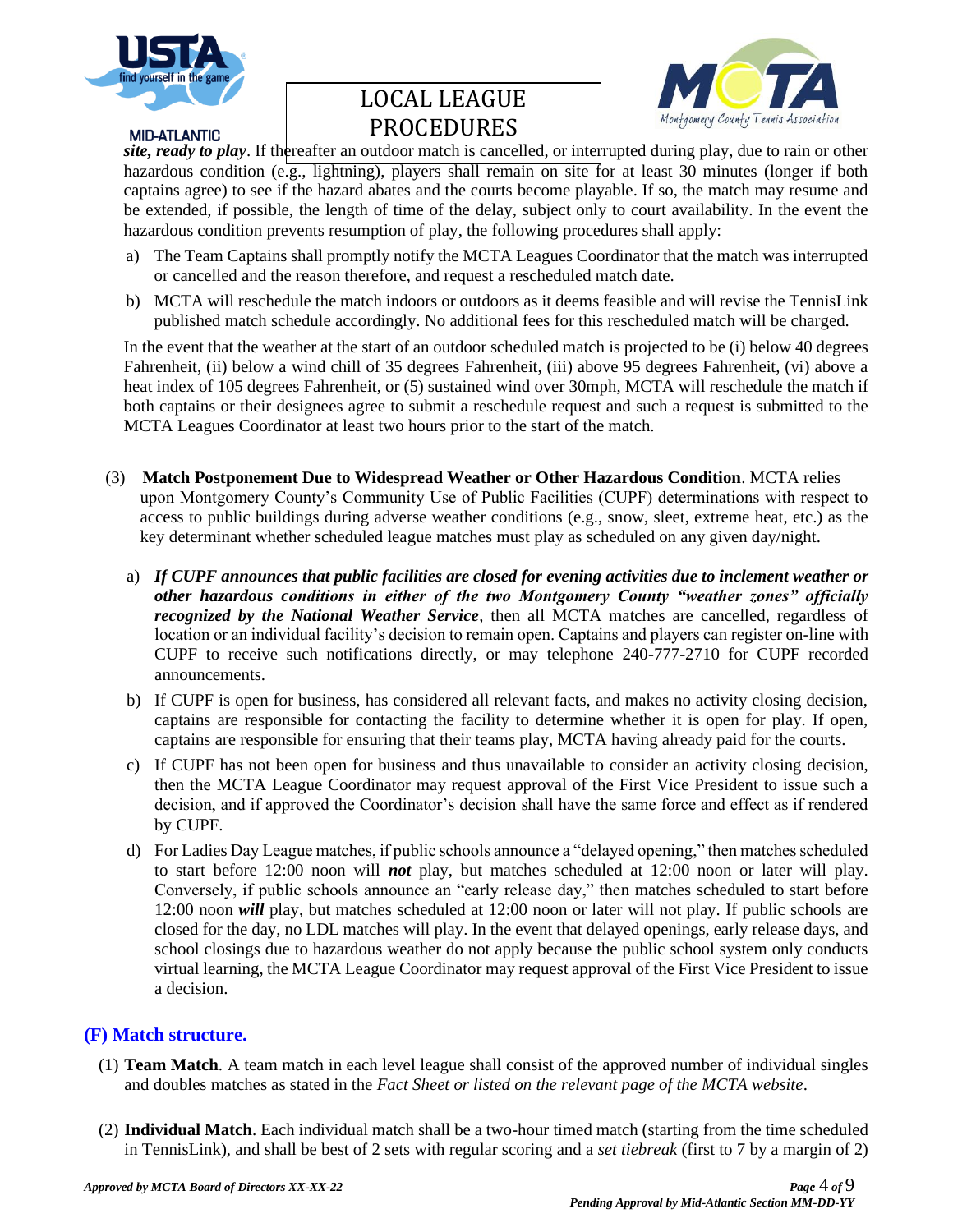***site, ready to play***. If thereafter an outdoor match is cancelled, or interrupted during play, due to rain or other hazardous condition (e.g., lightning), players shall remain on site for at least 30 minutes (longer if both captains agree) to see if the hazard abates and the courts become playable. If so, the match may resume and be extended, if possible, the length of time of the delay, subject only to court availability. In the event the hazardous condition prevents resumption of play, the following procedures shall apply:

a) The Team Captains shall promptly notify the MCTA Leagues Coordinator that the match was interrupted or cancelled and the reason therefore, and request a rescheduled match date.

b) MCTA will reschedule the match indoors or outdoors as it deems feasible and will revise the TennisLink published match schedule accordingly. No additional fees for this rescheduled match will be charged.

In the event that the weather at the start of an outdoor scheduled match is projected to be (i) below 40 degrees Fahrenheit, (ii) below a wind chill of 35 degrees Fahrenheit, (iii) above 95 degrees Fahrenheit, (vi) above a heat index of 105 degrees Fahrenheit, or (5) sustained wind over 30mph, MCTA will reschedule the match if both captains or their designees agree to submit a reschedule request and such a request is submitted to the MCTA Leagues Coordinator at least two hours prior to the start of the match.

(3) **Match Postponement Due to Widespread Weather or Other Hazardous Condition**. MCTA relies upon Montgomery County's Community Use of Public Facilities (CUPF) determinations with respect to access to public buildings during adverse weather conditions (e.g., snow, sleet, extreme heat, etc.) as the key determinant whether scheduled league matches must play as scheduled on any given day/night.

a) ***If CUPF announces that public facilities are closed for evening activities due to inclement weather or other hazardous conditions in either of the two Montgomery County "weather zones" officially recognized by the National Weather Service***, then all MCTA matches are cancelled, regardless of location or an individual facility's decision to remain open. Captains and players can register on-line with CUPF to receive such notifications directly, or may telephone 240-777-2710 for CUPF recorded announcements.

b) If CUPF is open for business, has considered all relevant facts, and makes no activity closing decision, captains are responsible for contacting the facility to determine whether it is open for play. If open, captains are responsible for ensuring that their teams play, MCTA having already paid for the courts.

c) If CUPF has not been open for business and thus unavailable to consider an activity closing decision, then the MCTA League Coordinator may request approval of the First Vice President to issue such a decision, and if approved the Coordinator's decision shall have the same force and effect as if rendered by CUPF.

d) For Ladies Day League matches, if public schools announce a "delayed opening," then matches scheduled to start before 12:00 noon will ***not*** play, but matches scheduled at 12:00 noon or later will play. Conversely, if public schools announce an "early release day," then matches scheduled to start before 12:00 noon ***will*** play, but matches scheduled at 12:00 noon or later will not play. If public schools are closed for the day, no LDL matches will play. In the event that delayed openings, early release days, and school closings due to hazardous weather do not apply because the public school system only conducts virtual learning, the MCTA League Coordinator may request approval of the First Vice President to issue a decision.

## (F) Match structure.

(1) **Team Match**. A team match in each level league shall consist of the approved number of individual singles and doubles matches as stated in the *Fact Sheet or listed on the relevant page of the MCTA website*.

(2) **Individual Match**. Each individual match shall be a two-hour timed match (starting from the time scheduled in TennisLink), and shall be best of 2 sets with regular scoring and a *set tiebreak* (first to 7 by a margin of 2)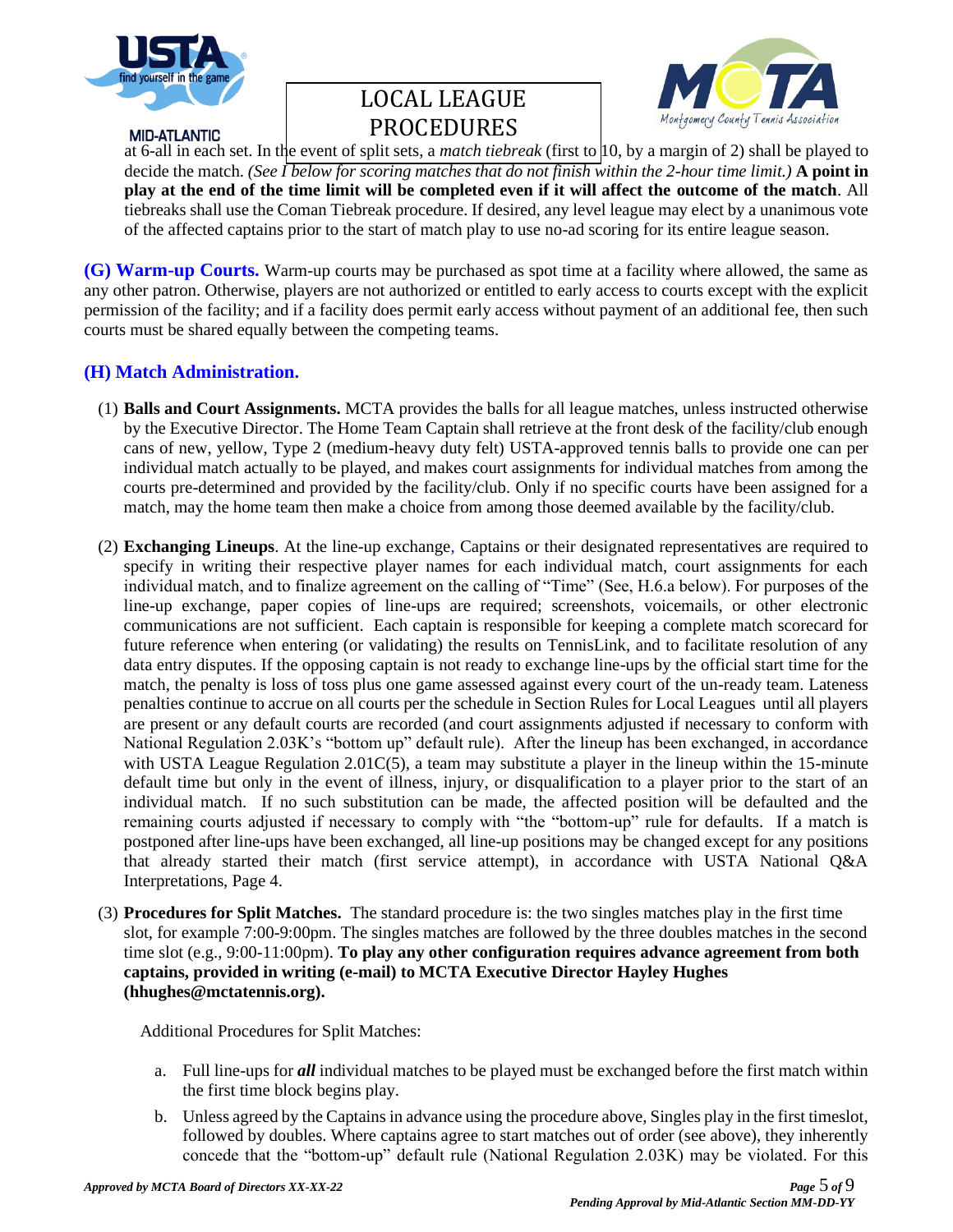at 6-all in each set. In the event of split sets, a *match tiebreak* (first to 10, by a margin of 2) shall be played to decide the match. *(See I below for scoring matches that do not finish within the 2-hour time limit.)* **A point in play at the end of the time limit will be completed even if it will affect the outcome of the match**. All tiebreaks shall use the Coman Tiebreak procedure. If desired, any level league may elect by a unanimous vote of the affected captains prior to the start of match play to use no-ad scoring for its entire league season.

**(G) Warm-up Courts.** Warm-up courts may be purchased as spot time at a facility where allowed, the same as any other patron. Otherwise, players are not authorized or entitled to early access to courts except with the explicit permission of the facility; and if a facility does permit early access without payment of an additional fee, then such courts must be shared equally between the competing teams.

## (H) Match Administration.

(1) **Balls and Court Assignments.** MCTA provides the balls for all league matches, unless instructed otherwise by the Executive Director. The Home Team Captain shall retrieve at the front desk of the facility/club enough cans of new, yellow, Type 2 (medium-heavy duty felt) USTA-approved tennis balls to provide one can per individual match actually to be played, and makes court assignments for individual matches from among the courts pre-determined and provided by the facility/club. Only if no specific courts have been assigned for a match, may the home team then make a choice from among those deemed available by the facility/club.

(2) **Exchanging Lineups**. At the line-up exchange, Captains or their designated representatives are required to specify in writing their respective player names for each individual match, court assignments for each individual match, and to finalize agreement on the calling of "Time" (See, H.6.a below). For purposes of the line-up exchange, paper copies of line-ups are required; screenshots, voicemails, or other electronic communications are not sufficient. Each captain is responsible for keeping a complete match scorecard for future reference when entering (or validating) the results on TennisLink, and to facilitate resolution of any data entry disputes. If the opposing captain is not ready to exchange line-ups by the official start time for the match, the penalty is loss of toss plus one game assessed against every court of the un-ready team. Lateness penalties continue to accrue on all courts per the schedule in Section Rules for Local Leagues until all players are present or any default courts are recorded (and court assignments adjusted if necessary to conform with National Regulation 2.03K's "bottom up" default rule). After the lineup has been exchanged, in accordance with USTA League Regulation 2.01C(5), a team may substitute a player in the lineup within the 15-minute default time but only in the event of illness, injury, or disqualification to a player prior to the start of an individual match. If no such substitution can be made, the affected position will be defaulted and the remaining courts adjusted if necessary to comply with "the "bottom-up" rule for defaults. If a match is postponed after line-ups have been exchanged, all line-up positions may be changed except for any positions that already started their match (first service attempt), in accordance with USTA National Q&A Interpretations, Page 4.

(3) **Procedures for Split Matches.** The standard procedure is: the two singles matches play in the first time slot, for example 7:00-9:00pm. The singles matches are followed by the three doubles matches in the second time slot (e.g., 9:00-11:00pm). **To play any other configuration requires advance agreement from both captains, provided in writing (e-mail) to MCTA Executive Director Hayley Hughes (hhughes@mctatennis.org).**

Additional Procedures for Split Matches:

a. Full line-ups for ***all*** individual matches to be played must be exchanged before the first match within the first time block begins play.

b. Unless agreed by the Captains in advance using the procedure above, Singles play in the first timeslot, followed by doubles. Where captains agree to start matches out of order (see above), they inherently concede that the "bottom-up" default rule (National Regulation 2.03K) may be violated. For this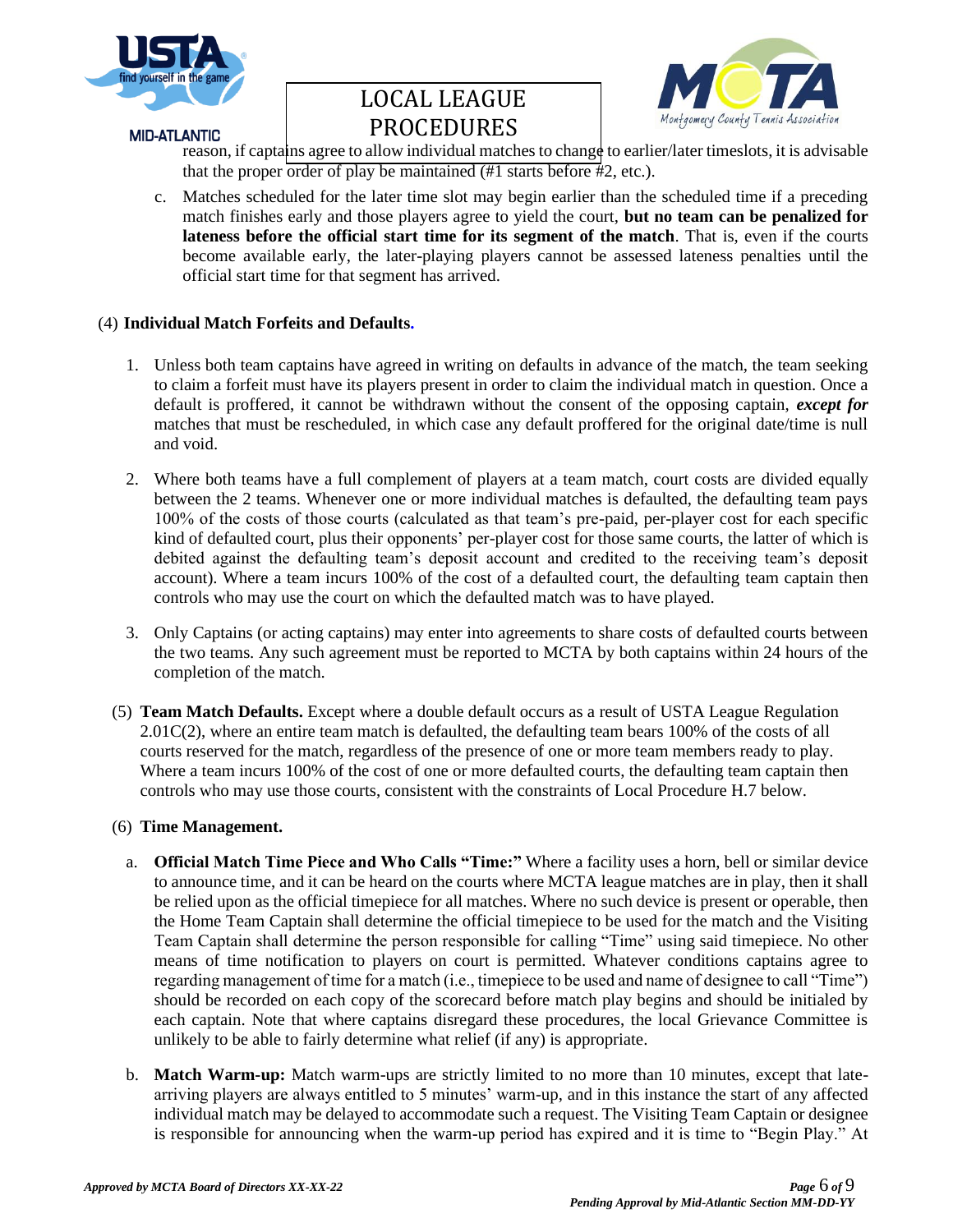reason, if captains agree to allow individual matches to change to earlier/later timeslots, it is advisable that the proper order of play be maintained (#1 starts before #2, etc.).

c. Matches scheduled for the later time slot may begin earlier than the scheduled time if a preceding match finishes early and those players agree to yield the court, **but no team can be penalized for lateness before the official start time for its segment of the match**. That is, even if the courts become available early, the later-playing players cannot be assessed lateness penalties until the official start time for that segment has arrived.

(4) **Individual Match Forfeits and Defaults.**

1. Unless both team captains have agreed in writing on defaults in advance of the match, the team seeking to claim a forfeit must have its players present in order to claim the individual match in question. Once a default is proffered, it cannot be withdrawn without the consent of the opposing captain, ***except for*** matches that must be rescheduled, in which case any default proffered for the original date/time is null and void.

2. Where both teams have a full complement of players at a team match, court costs are divided equally between the 2 teams. Whenever one or more individual matches is defaulted, the defaulting team pays 100% of the costs of those courts (calculated as that team's pre-paid, per-player cost for each specific kind of defaulted court, plus their opponents' per-player cost for those same courts, the latter of which is debited against the defaulting team's deposit account and credited to the receiving team's deposit account). Where a team incurs 100% of the cost of a defaulted court, the defaulting team captain then controls who may use the court on which the defaulted match was to have played.

3. Only Captains (or acting captains) may enter into agreements to share costs of defaulted courts between the two teams. Any such agreement must be reported to MCTA by both captains within 24 hours of the completion of the match.

(5) **Team Match Defaults.** Except where a double default occurs as a result of USTA League Regulation 2.01C(2), where an entire team match is defaulted, the defaulting team bears 100% of the costs of all courts reserved for the match, regardless of the presence of one or more team members ready to play. Where a team incurs 100% of the cost of one or more defaulted courts, the defaulting team captain then controls who may use those courts, consistent with the constraints of Local Procedure H.7 below.

(6) **Time Management.**

a. **Official Match Time Piece and Who Calls "Time:"** Where a facility uses a horn, bell or similar device to announce time, and it can be heard on the courts where MCTA league matches are in play, then it shall be relied upon as the official timepiece for all matches. Where no such device is present or operable, then the Home Team Captain shall determine the official timepiece to be used for the match and the Visiting Team Captain shall determine the person responsible for calling "Time" using said timepiece. No other means of time notification to players on court is permitted. Whatever conditions captains agree to regarding management of time for a match (i.e., timepiece to be used and name of designee to call "Time") should be recorded on each copy of the scorecard before match play begins and should be initialed by each captain. Note that where captains disregard these procedures, the local Grievance Committee is unlikely to be able to fairly determine what relief (if any) is appropriate.

b. **Match Warm-up:** Match warm-ups are strictly limited to no more than 10 minutes, except that late-arriving players are always entitled to 5 minutes' warm-up, and in this instance the start of any affected individual match may be delayed to accommodate such a request. The Visiting Team Captain or designee is responsible for announcing when the warm-up period has expired and it is time to "Begin Play." At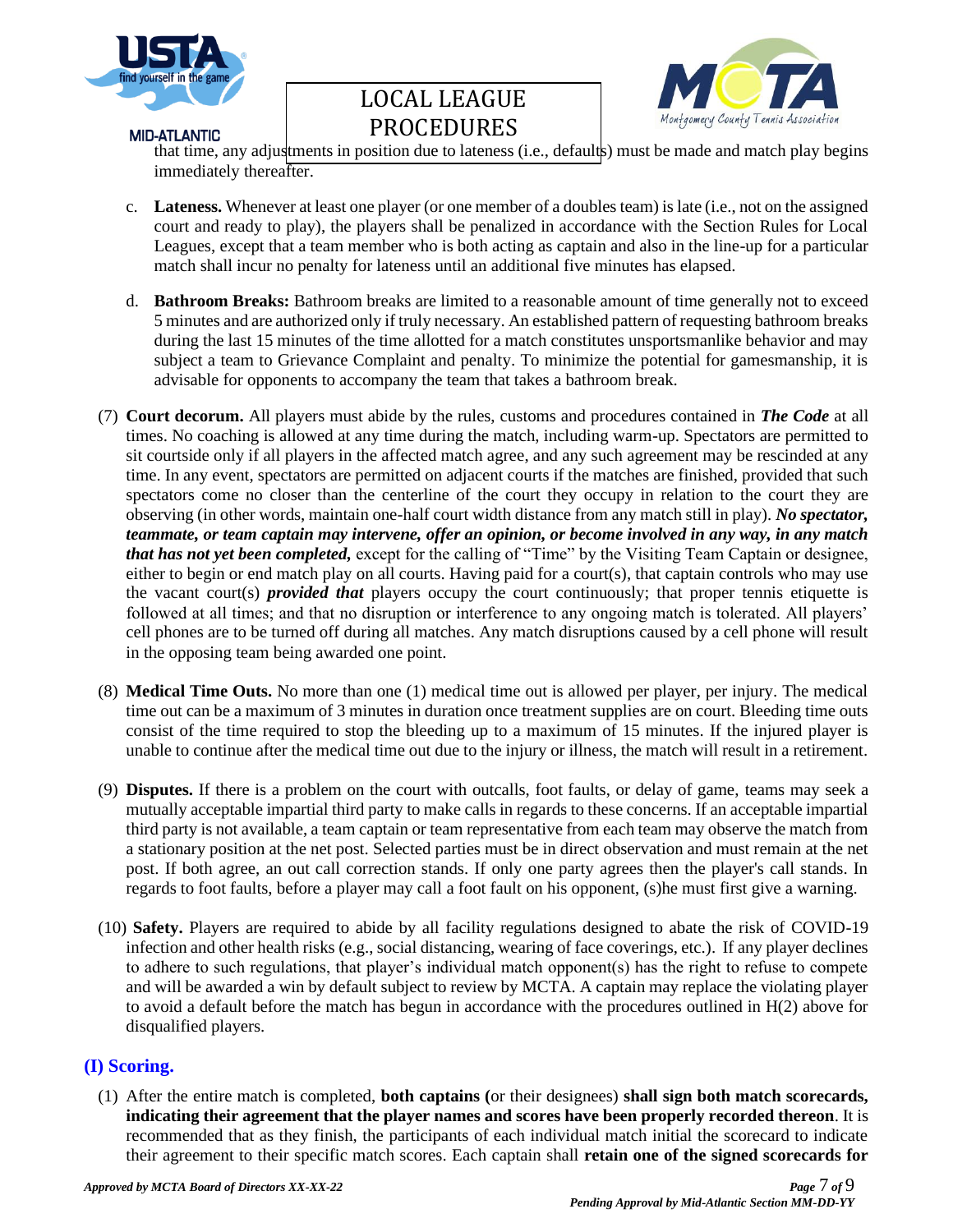that time, any adjustments in position due to lateness (i.e., defaults) must be made and match play begins immediately thereafter.

c. **Lateness.** Whenever at least one player (or one member of a doubles team) is late (i.e., not on the assigned court and ready to play), the players shall be penalized in accordance with the Section Rules for Local Leagues, except that a team member who is both acting as captain and also in the line-up for a particular match shall incur no penalty for lateness until an additional five minutes has elapsed.

d. **Bathroom Breaks:** Bathroom breaks are limited to a reasonable amount of time generally not to exceed 5 minutes and are authorized only if truly necessary. An established pattern of requesting bathroom breaks during the last 15 minutes of the time allotted for a match constitutes unsportsmanlike behavior and may subject a team to Grievance Complaint and penalty. To minimize the potential for gamesmanship, it is advisable for opponents to accompany the team that takes a bathroom break.

(7) **Court decorum.** All players must abide by the rules, customs and procedures contained in ***The Code*** at all times. No coaching is allowed at any time during the match, including warm-up. Spectators are permitted to sit courtside only if all players in the affected match agree, and any such agreement may be rescinded at any time. In any event, spectators are permitted on adjacent courts if the matches are finished, provided that such spectators come no closer than the centerline of the court they occupy in relation to the court they are observing (in other words, maintain one-half court width distance from any match still in play). ***No spectator, teammate, or team captain may intervene, offer an opinion, or become involved in any way, in any match that has not yet been completed,*** except for the calling of "Time" by the Visiting Team Captain or designee, either to begin or end match play on all courts. Having paid for a court(s), that captain controls who may use the vacant court(s) ***provided that*** players occupy the court continuously; that proper tennis etiquette is followed at all times; and that no disruption or interference to any ongoing match is tolerated. All players' cell phones are to be turned off during all matches. Any match disruptions caused by a cell phone will result in the opposing team being awarded one point.

(8) **Medical Time Outs.** No more than one (1) medical time out is allowed per player, per injury. The medical time out can be a maximum of 3 minutes in duration once treatment supplies are on court. Bleeding time outs consist of the time required to stop the bleeding up to a maximum of 15 minutes. If the injured player is unable to continue after the medical time out due to the injury or illness, the match will result in a retirement.

(9) **Disputes.** If there is a problem on the court with outcalls, foot faults, or delay of game, teams may seek a mutually acceptable impartial third party to make calls in regards to these concerns. If an acceptable impartial third party is not available, a team captain or team representative from each team may observe the match from a stationary position at the net post. Selected parties must be in direct observation and must remain at the net post. If both agree, an out call correction stands. If only one party agrees then the player's call stands. In regards to foot faults, before a player may call a foot fault on his opponent, (s)he must first give a warning.

(10) **Safety.** Players are required to abide by all facility regulations designed to abate the risk of COVID-19 infection and other health risks (e.g., social distancing, wearing of face coverings, etc.). If any player declines to adhere to such regulations, that player's individual match opponent(s) has the right to refuse to compete and will be awarded a win by default subject to review by MCTA. A captain may replace the violating player to avoid a default before the match has begun in accordance with the procedures outlined in H(2) above for disqualified players.

## (I) Scoring.

(1) After the entire match is completed, **both captains (**or their designees) **shall sign both match scorecards, indicating their agreement that the player names and scores have been properly recorded thereon**. It is recommended that as they finish, the participants of each individual match initial the scorecard to indicate their agreement to their specific match scores. Each captain shall **retain one of the signed scorecards for**

*Approved by MCTA Board of Directors XX-XX-22*

*Pending Approval by Mid-Atlantic Section MM-DD-YY*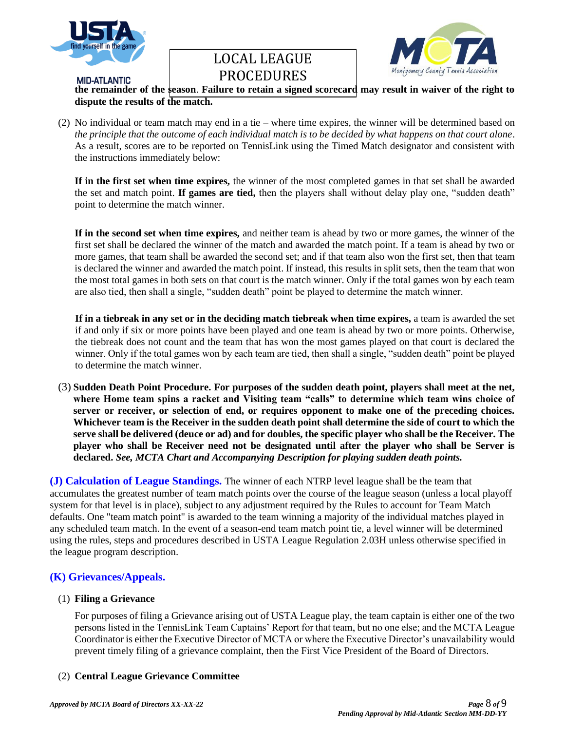**the remainder of the season**. **Failure to retain a signed scorecard may result in waiver of the right to dispute the results of the match.**

(2) No individual or team match may end in a tie – where time expires, the winner will be determined based on *the principle that the outcome of each individual match is to be decided by what happens on that court alone*. As a result, scores are to be reported on TennisLink using the Timed Match designator and consistent with the instructions immediately below:

**If in the first set when time expires,** the winner of the most completed games in that set shall be awarded the set and match point. **If games are tied,** then the players shall without delay play one, "sudden death" point to determine the match winner.

**If in the second set when time expires,** and neither team is ahead by two or more games, the winner of the first set shall be declared the winner of the match and awarded the match point. If a team is ahead by two or more games, that team shall be awarded the second set; and if that team also won the first set, then that team is declared the winner and awarded the match point. If instead, this results in split sets, then the team that won the most total games in both sets on that court is the match winner. Only if the total games won by each team are also tied, then shall a single, "sudden death" point be played to determine the match winner.

**If in a tiebreak in any set or in the deciding match tiebreak when time expires,** a team is awarded the set if and only if six or more points have been played and one team is ahead by two or more points. Otherwise, the tiebreak does not count and the team that has won the most games played on that court is declared the winner. Only if the total games won by each team are tied, then shall a single, "sudden death" point be played to determine the match winner.

(3) **Sudden Death Point Procedure. For purposes of the sudden death point, players shall meet at the net, where Home team spins a racket and Visiting team "calls" to determine which team wins choice of server or receiver, or selection of end, or requires opponent to make one of the preceding choices. Whichever team is the Receiver in the sudden death point shall determine the side of court to which the serve shall be delivered (deuce or ad) and for doubles, the specific player who shall be the Receiver. The player who shall be Receiver need not be designated until after the player who shall be Server is declared.** ***See, MCTA Chart and Accompanying Description for playing sudden death points.***

**(J) Calculation of League Standings.** The winner of each NTRP level league shall be the team that accumulates the greatest number of team match points over the course of the league season (unless a local playoff system for that level is in place), subject to any adjustment required by the Rules to account for Team Match defaults. One "team match point" is awarded to the team winning a majority of the individual matches played in any scheduled team match. In the event of a season-end team match point tie, a level winner will be determined using the rules, steps and procedures described in USTA League Regulation 2.03H unless otherwise specified in the league program description.

## (K) Grievances/Appeals.

(1) **Filing a Grievance**

For purposes of filing a Grievance arising out of USTA League play, the team captain is either one of the two persons listed in the TennisLink Team Captains' Report for that team, but no one else; and the MCTA League Coordinator is either the Executive Director of MCTA or where the Executive Director's unavailability would prevent timely filing of a grievance complaint, then the First Vice President of the Board of Directors.

(2) **Central League Grievance Committee**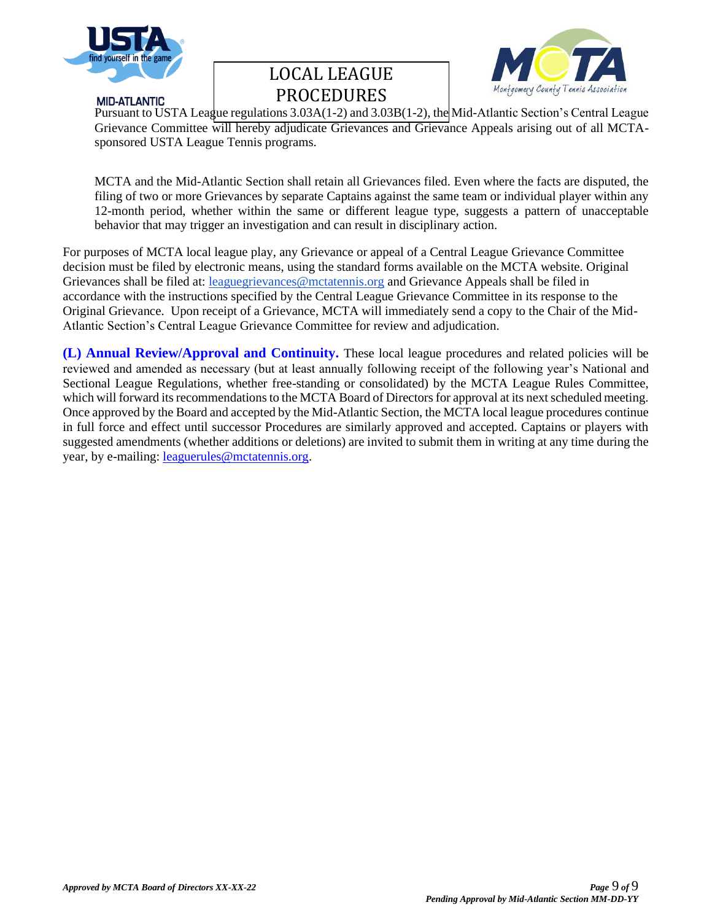Pursuant to USTA League regulations 3.03A(1-2) and 3.03B(1-2), the Mid-Atlantic Section's Central League Grievance Committee will hereby adjudicate Grievances and Grievance Appeals arising out of all MCTA-sponsored USTA League Tennis programs.

MCTA and the Mid-Atlantic Section shall retain all Grievances filed. Even where the facts are disputed, the filing of two or more Grievances by separate Captains against the same team or individual player within any 12-month period, whether within the same or different league type, suggests a pattern of unacceptable behavior that may trigger an investigation and can result in disciplinary action.

For purposes of MCTA local league play, any Grievance or appeal of a Central League Grievance Committee decision must be filed by electronic means, using the standard forms available on the MCTA website. Original Grievances shall be filed at: leaguegrievances@mctatennis.org and Grievance Appeals shall be filed in accordance with the instructions specified by the Central League Grievance Committee in its response to the Original Grievance. Upon receipt of a Grievance, MCTA will immediately send a copy to the Chair of the Mid-Atlantic Section's Central League Grievance Committee for review and adjudication.

**(L) Annual Review/Approval and Continuity.** These local league procedures and related policies will be reviewed and amended as necessary (but at least annually following receipt of the following year's National and Sectional League Regulations, whether free-standing or consolidated) by the MCTA League Rules Committee, which will forward its recommendations to the MCTA Board of Directors for approval at its next scheduled meeting. Once approved by the Board and accepted by the Mid-Atlantic Section, the MCTA local league procedures continue in full force and effect until successor Procedures are similarly approved and accepted. Captains or players with suggested amendments (whether additions or deletions) are invited to submit them in writing at any time during the year, by e-mailing: leaguerules@mctatennis.org.